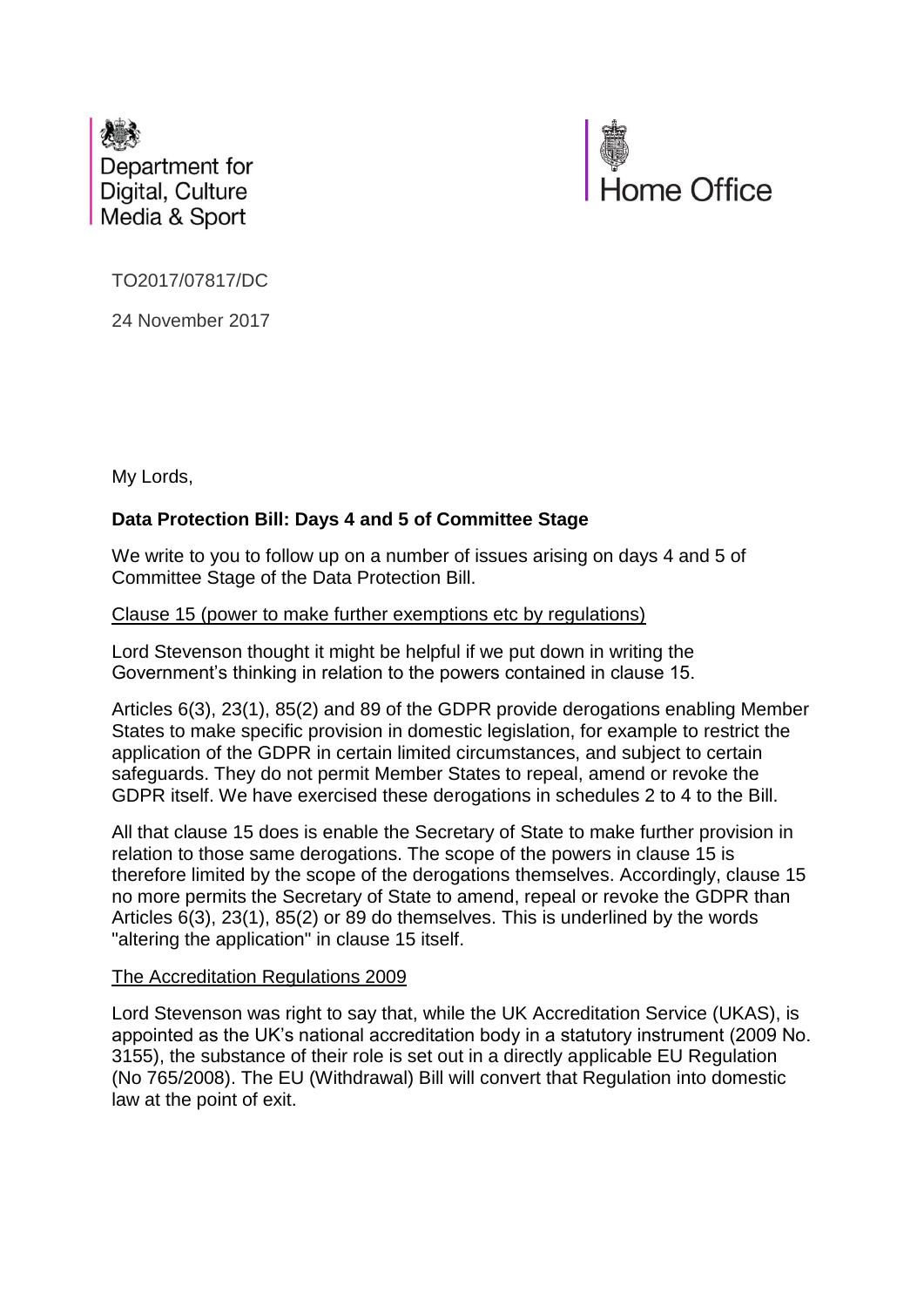Department for Digital, Culture Media & Sport

Home Office

TO2017/07817/DC

24 November 2017

My Lords,

**Data Protection Bill: Days 4 and 5 of Committee Stage**

We write to you to follow up on a number of issues arising on days 4 and 5 of Committee Stage of the Data Protection Bill.

Clause 15 (power to make further exemptions etc by regulations)

Lord Stevenson thought it might be helpful if we put down in writing the Government's thinking in relation to the powers contained in clause 15.

Articles 6(3), 23(1), 85(2) and 89 of the GDPR provide derogations enabling Member States to make specific provision in domestic legislation, for example to restrict the application of the GDPR in certain limited circumstances, and subject to certain safeguards. They do not permit Member States to repeal, amend or revoke the GDPR itself. We have exercised these derogations in schedules 2 to 4 to the Bill.

All that clause 15 does is enable the Secretary of State to make further provision in relation to those same derogations. The scope of the powers in clause 15 is therefore limited by the scope of the derogations themselves. Accordingly, clause 15 no more permits the Secretary of State to amend, repeal or revoke the GDPR than Articles 6(3), 23(1), 85(2) or 89 do themselves. This is underlined by the words "altering the application" in clause 15 itself.

The Accreditation Regulations 2009

Lord Stevenson was right to say that, while the UK Accreditation Service (UKAS), is appointed as the UK's national accreditation body in a statutory instrument (2009 No. 3155), the substance of their role is set out in a directly applicable EU Regulation (No 765/2008). The EU (Withdrawal) Bill will convert that Regulation into domestic law at the point of exit.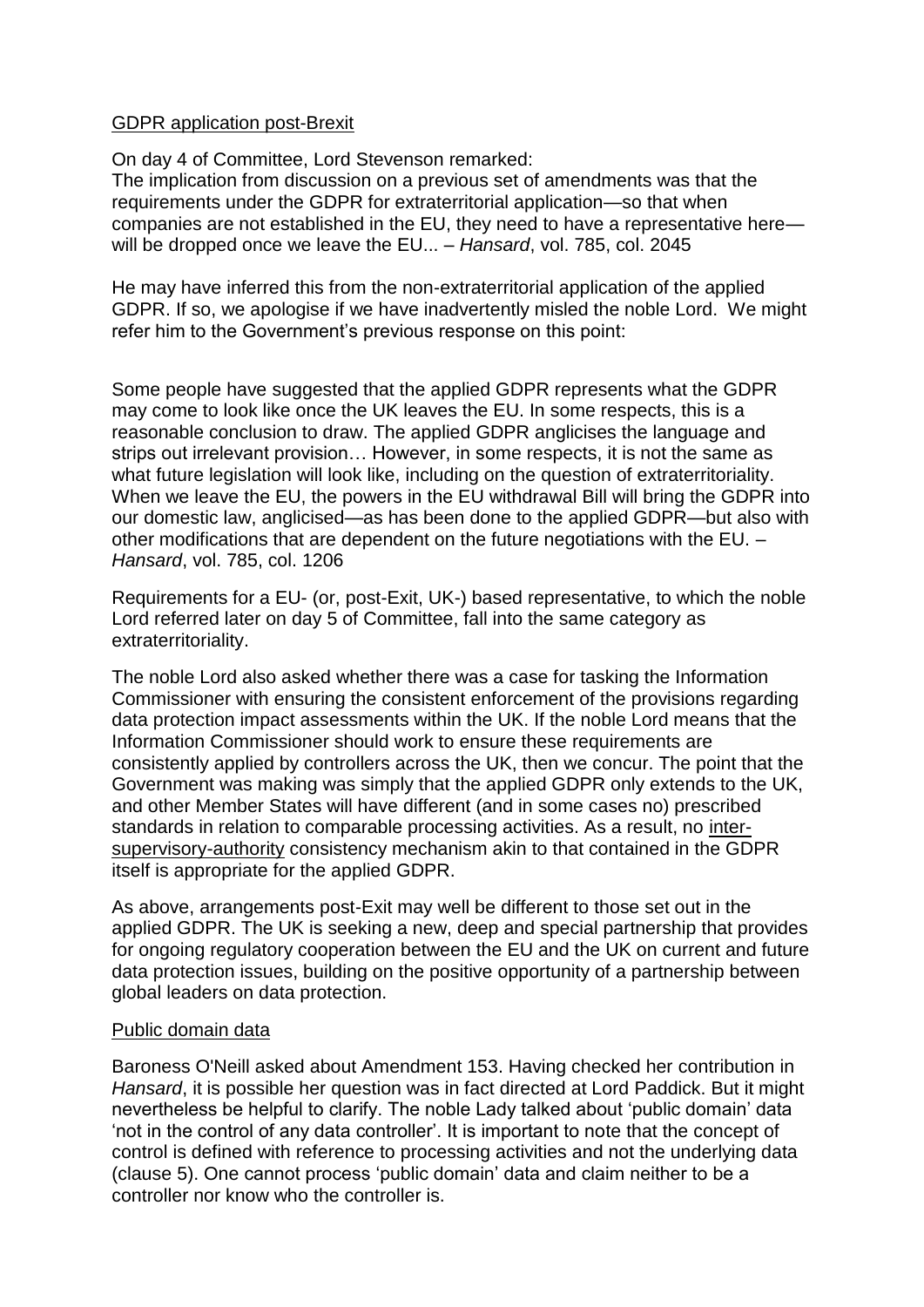GDPR application post-Brexit

On day 4 of Committee, Lord Stevenson remarked:

The implication from discussion on a previous set of amendments was that the requirements under the GDPR for extraterritorial application—so that when companies are not established in the EU, they need to have a representative here—will be dropped once we leave the EU... – *Hansard*, vol. 785, col. 2045

He may have inferred this from the non-extraterritorial application of the applied GDPR. If so, we apologise if we have inadvertently misled the noble Lord. We might refer him to the Government's previous response on this point:

Some people have suggested that the applied GDPR represents what the GDPR may come to look like once the UK leaves the EU. In some respects, this is a reasonable conclusion to draw. The applied GDPR anglicises the language and strips out irrelevant provision… However, in some respects, it is not the same as what future legislation will look like, including on the question of extraterritoriality. When we leave the EU, the powers in the EU withdrawal Bill will bring the GDPR into our domestic law, anglicised—as has been done to the applied GDPR—but also with other modifications that are dependent on the future negotiations with the EU. – *Hansard*, vol. 785, col. 1206

Requirements for a EU- (or, post-Exit, UK-) based representative, to which the noble Lord referred later on day 5 of Committee, fall into the same category as extraterritoriality.

The noble Lord also asked whether there was a case for tasking the Information Commissioner with ensuring the consistent enforcement of the provisions regarding data protection impact assessments within the UK. If the noble Lord means that the Information Commissioner should work to ensure these requirements are consistently applied by controllers across the UK, then we concur. The point that the Government was making was simply that the applied GDPR only extends to the UK, and other Member States will have different (and in some cases no) prescribed standards in relation to comparable processing activities. As a result, no inter-supervisory-authority consistency mechanism akin to that contained in the GDPR itself is appropriate for the applied GDPR.

As above, arrangements post-Exit may well be different to those set out in the applied GDPR. The UK is seeking a new, deep and special partnership that provides for ongoing regulatory cooperation between the EU and the UK on current and future data protection issues, building on the positive opportunity of a partnership between global leaders on data protection.

Public domain data

Baroness O'Neill asked about Amendment 153. Having checked her contribution in *Hansard*, it is possible her question was in fact directed at Lord Paddick. But it might nevertheless be helpful to clarify. The noble Lady talked about 'public domain' data 'not in the control of any data controller'. It is important to note that the concept of control is defined with reference to processing activities and not the underlying data (clause 5). One cannot process 'public domain' data and claim neither to be a controller nor know who the controller is.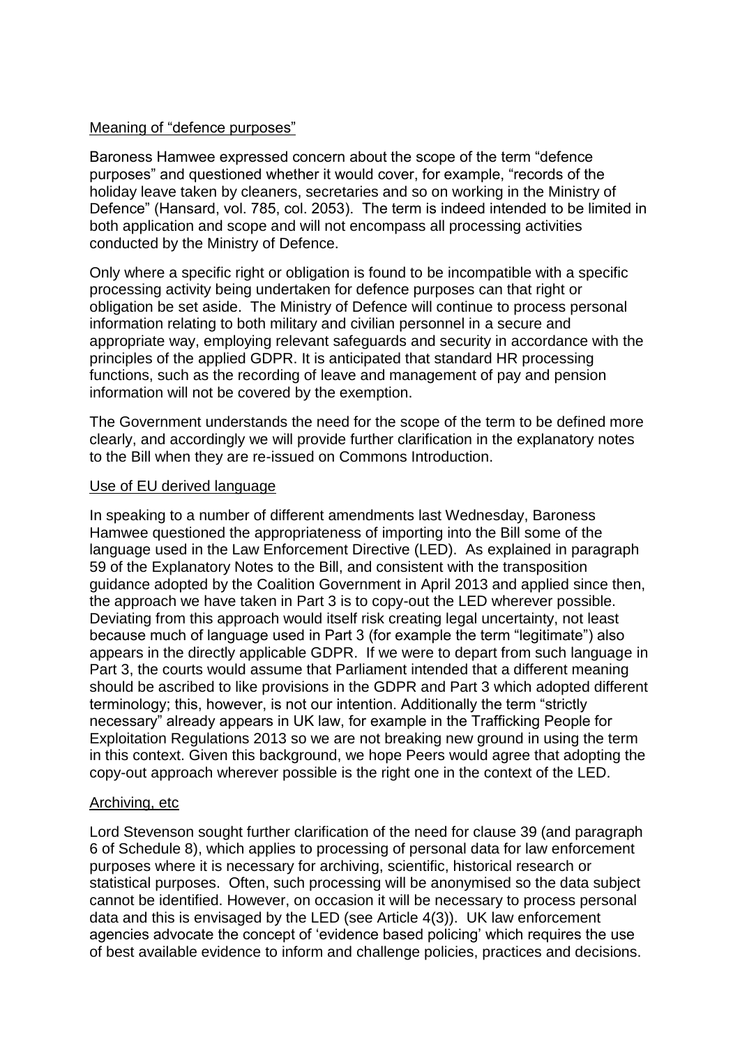Meaning of “defence purposes”

Baroness Hamwee expressed concern about the scope of the term “defence purposes” and questioned whether it would cover, for example, “records of the holiday leave taken by cleaners, secretaries and so on working in the Ministry of Defence” (Hansard, vol. 785, col. 2053). The term is indeed intended to be limited in both application and scope and will not encompass all processing activities conducted by the Ministry of Defence.

Only where a specific right or obligation is found to be incompatible with a specific processing activity being undertaken for defence purposes can that right or obligation be set aside. The Ministry of Defence will continue to process personal information relating to both military and civilian personnel in a secure and appropriate way, employing relevant safeguards and security in accordance with the principles of the applied GDPR. It is anticipated that standard HR processing functions, such as the recording of leave and management of pay and pension information will not be covered by the exemption.

The Government understands the need for the scope of the term to be defined more clearly, and accordingly we will provide further clarification in the explanatory notes to the Bill when they are re-issued on Commons Introduction.

Use of EU derived language

In speaking to a number of different amendments last Wednesday, Baroness Hamwee questioned the appropriateness of importing into the Bill some of the language used in the Law Enforcement Directive (LED). As explained in paragraph 59 of the Explanatory Notes to the Bill, and consistent with the transposition guidance adopted by the Coalition Government in April 2013 and applied since then, the approach we have taken in Part 3 is to copy-out the LED wherever possible. Deviating from this approach would itself risk creating legal uncertainty, not least because much of language used in Part 3 (for example the term “legitimate”) also appears in the directly applicable GDPR. If we were to depart from such language in Part 3, the courts would assume that Parliament intended that a different meaning should be ascribed to like provisions in the GDPR and Part 3 which adopted different terminology; this, however, is not our intention. Additionally the term “strictly necessary” already appears in UK law, for example in the Trafficking People for Exploitation Regulations 2013 so we are not breaking new ground in using the term in this context. Given this background, we hope Peers would agree that adopting the copy-out approach wherever possible is the right one in the context of the LED.

Archiving, etc

Lord Stevenson sought further clarification of the need for clause 39 (and paragraph 6 of Schedule 8), which applies to processing of personal data for law enforcement purposes where it is necessary for archiving, scientific, historical research or statistical purposes. Often, such processing will be anonymised so the data subject cannot be identified. However, on occasion it will be necessary to process personal data and this is envisaged by the LED (see Article 4(3)). UK law enforcement agencies advocate the concept of ‘evidence based policing’ which requires the use of best available evidence to inform and challenge policies, practices and decisions.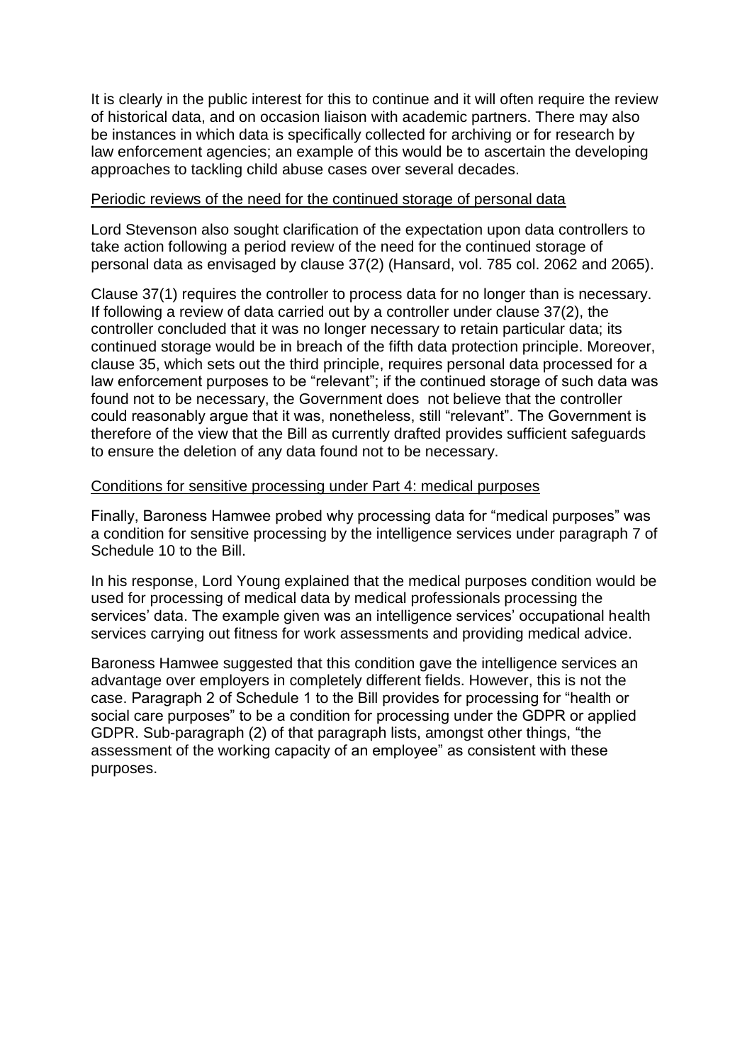It is clearly in the public interest for this to continue and it will often require the review of historical data, and on occasion liaison with academic partners. There may also be instances in which data is specifically collected for archiving or for research by law enforcement agencies; an example of this would be to ascertain the developing approaches to tackling child abuse cases over several decades.

<u>Periodic reviews of the need for the continued storage of personal data</u>

Lord Stevenson also sought clarification of the expectation upon data controllers to take action following a period review of the need for the continued storage of personal data as envisaged by clause 37(2) (Hansard, vol. 785 col. 2062 and 2065).

Clause 37(1) requires the controller to process data for no longer than is necessary. If following a review of data carried out by a controller under clause 37(2), the controller concluded that it was no longer necessary to retain particular data; its continued storage would be in breach of the fifth data protection principle. Moreover, clause 35, which sets out the third principle, requires personal data processed for a law enforcement purposes to be "relevant"; if the continued storage of such data was found not to be necessary, the Government does not believe that the controller could reasonably argue that it was, nonetheless, still "relevant". The Government is therefore of the view that the Bill as currently drafted provides sufficient safeguards to ensure the deletion of any data found not to be necessary.

<u>Conditions for sensitive processing under Part 4: medical purposes</u>

Finally, Baroness Hamwee probed why processing data for "medical purposes" was a condition for sensitive processing by the intelligence services under paragraph 7 of Schedule 10 to the Bill.

In his response, Lord Young explained that the medical purposes condition would be used for processing of medical data by medical professionals processing the services' data. The example given was an intelligence services' occupational health services carrying out fitness for work assessments and providing medical advice.

Baroness Hamwee suggested that this condition gave the intelligence services an advantage over employers in completely different fields. However, this is not the case. Paragraph 2 of Schedule 1 to the Bill provides for processing for "health or social care purposes" to be a condition for processing under the GDPR or applied GDPR. Sub-paragraph (2) of that paragraph lists, amongst other things, "the assessment of the working capacity of an employee" as consistent with these purposes.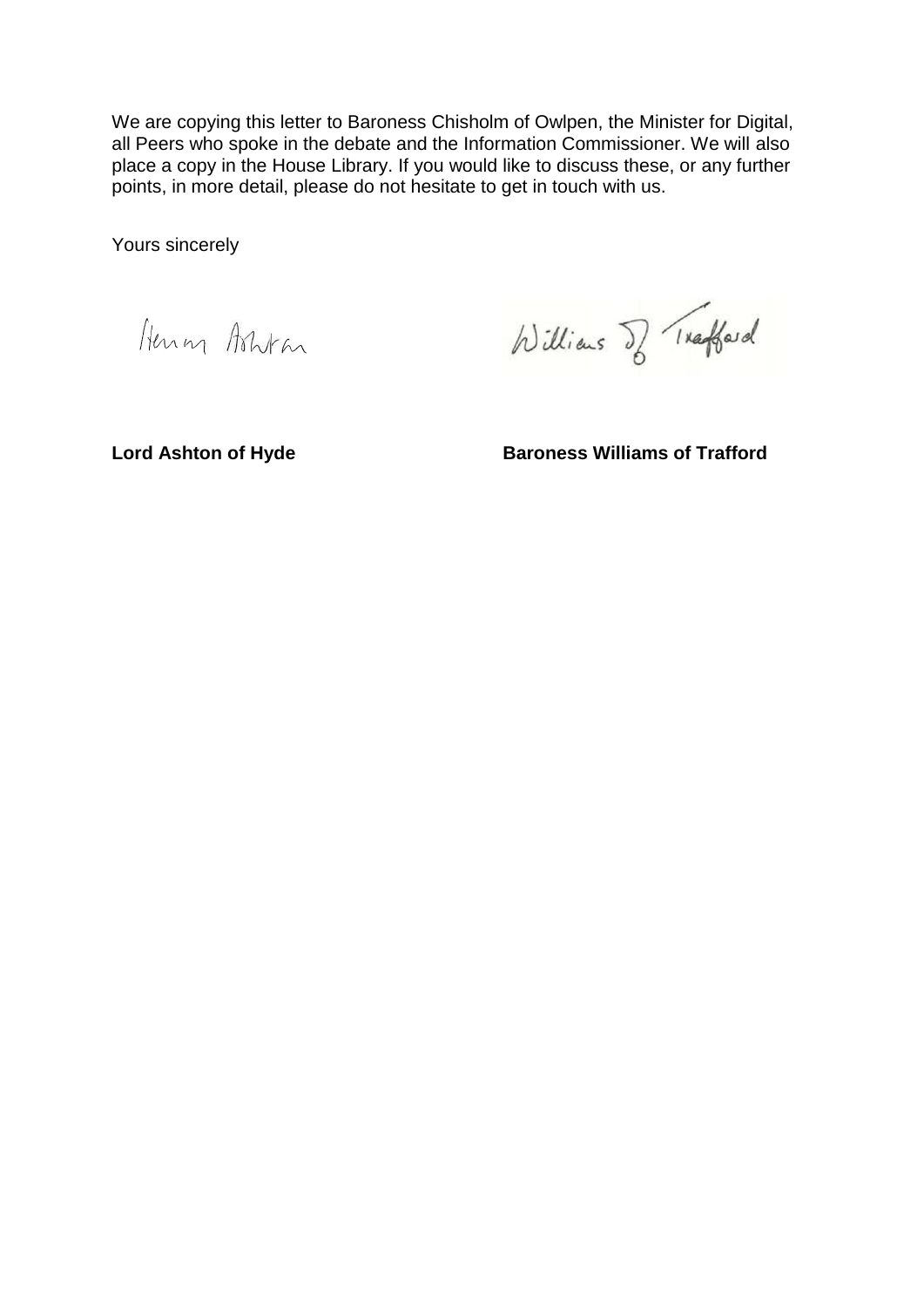We are copying this letter to Baroness Chisholm of Owlpen, the Minister for Digital, all Peers who spoke in the debate and the Information Commissioner. We will also place a copy in the House Library. If you would like to discuss these, or any further points, in more detail, please do not hesitate to get in touch with us.

Yours sincerely

**Lord Ashton of Hyde** **Baroness Williams of Trafford**